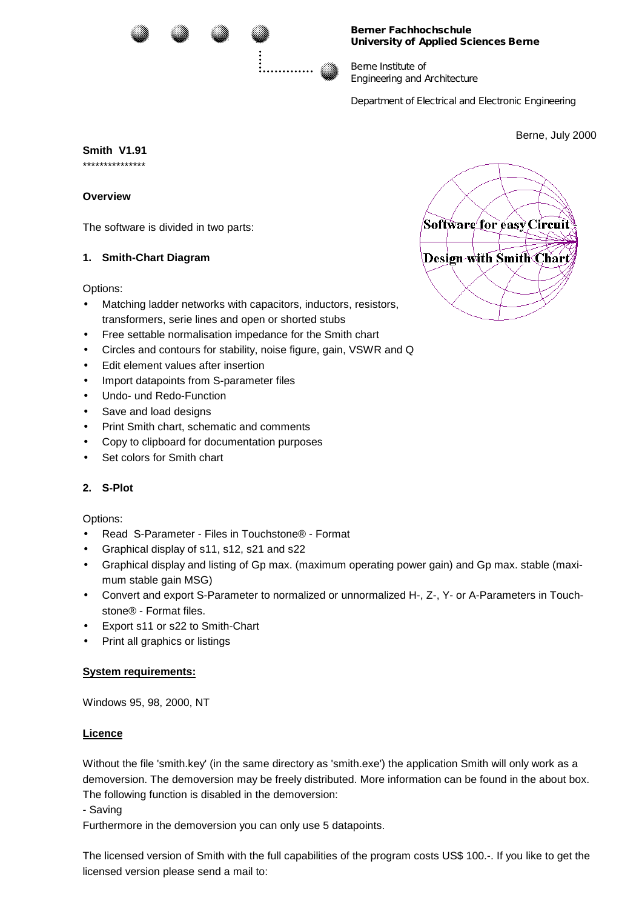**Berner Fachhochschule**
**University of Applied Sciences Berne**

Berne Institute of
Engineering and Architecture

Department of Electrical and Electronic Engineering

Berne, July 2000

**Smith V1.91**
***************

**Overview**

The software is divided in two parts:

Software for easy Circuit Design with Smith Chart

**1. Smith-Chart Diagram**

Options:

- Matching ladder networks with capacitors, inductors, resistors, transformers, serie lines and open or shorted stubs
- Free settable normalisation impedance for the Smith chart
- Circles and contours for stability, noise figure, gain, VSWR and Q
- Edit element values after insertion
- Import datapoints from S-parameter files
- Undo- und Redo-Function
- Save and load designs
- Print Smith chart, schematic and comments
- Copy to clipboard for documentation purposes
- Set colors for Smith chart

**2. S-Plot**

Options:

- Read S-Parameter - Files in Touchstone® - Format
- Graphical display of s11, s12, s21 and s22
- Graphical display and listing of Gp max. (maximum operating power gain) and Gp max. stable (maximum stable gain MSG)
- Convert and export S-Parameter to normalized or unnormalized H-, Z-, Y- or A-Parameters in Touchstone® - Format files.
- Export s11 or s22 to Smith-Chart
- Print all graphics or listings

**System requirements:**

Windows 95, 98, 2000, NT

**Licence**

Without the file 'smith.key' (in the same directory as 'smith.exe') the application Smith will only work as a demoversion. The demoversion may be freely distributed. More information can be found in the about box. The following function is disabled in the demoversion:
- Saving
Furthermore in the demoversion you can only use 5 datapoints.

The licensed version of Smith with the full capabilities of the program costs US$ 100.-. If you like to get the licensed version please send a mail to: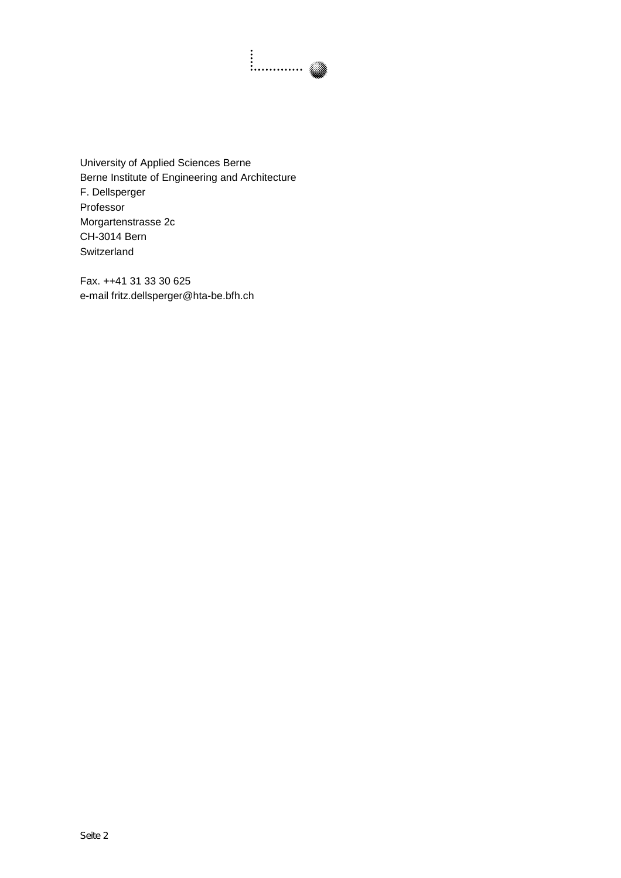University of Applied Sciences Berne
Berne Institute of Engineering and Architecture
F. Dellsperger
Professor
Morgartenstrasse 2c
CH-3014 Bern
Switzerland

Fax. ++41 31 33 30 625
e-mail fritz.dellsperger@hta-be.bfh.ch